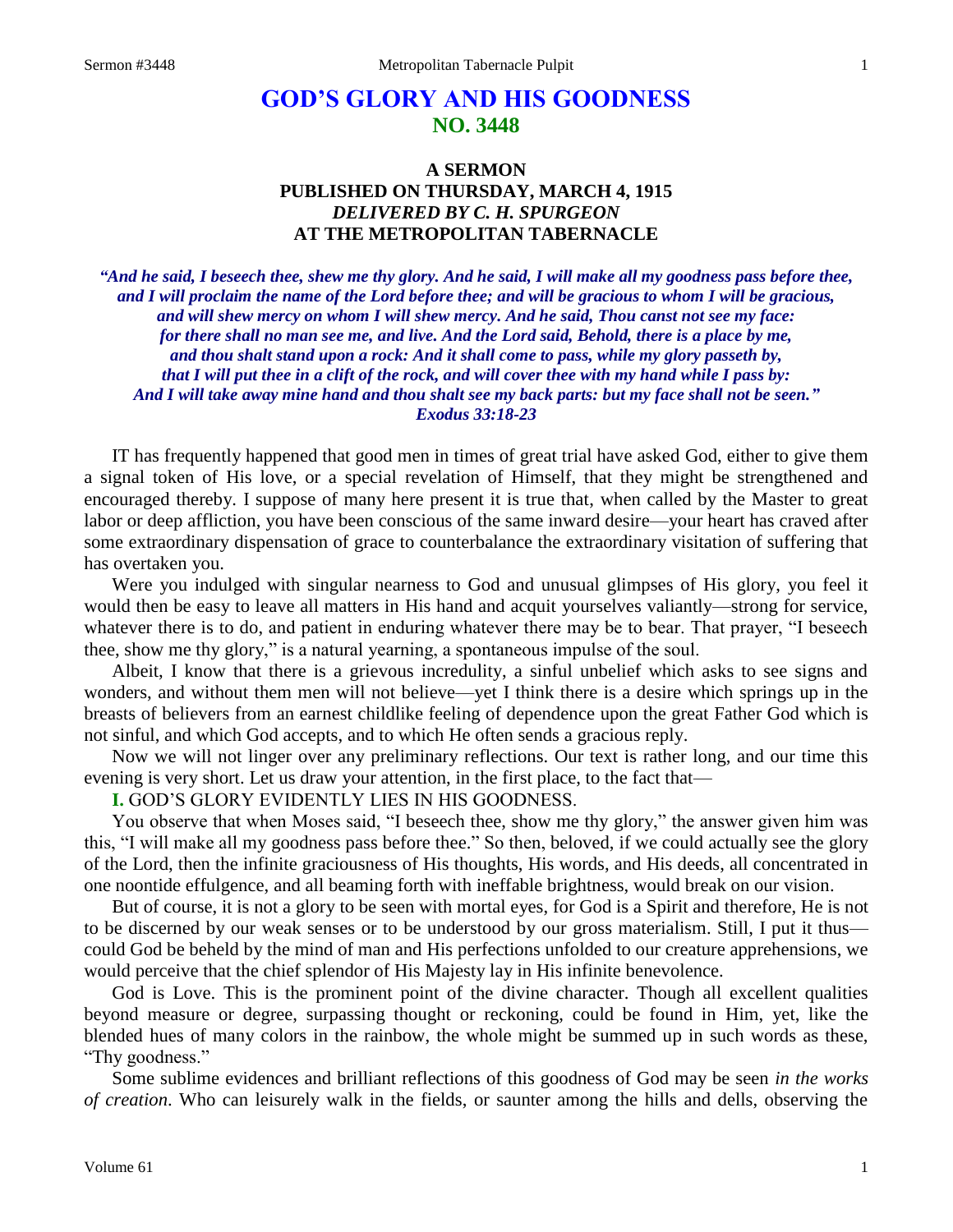# GOD'S GLORY AND HIS GOODNESS
## NO. 3448

### A SERMON
### PUBLISHED ON THURSDAY, MARCH 4, 1915
### *DELIVERED BY C. H. SPURGEON*
### AT THE METROPOLITAN TABERNACLE

***"And he said, I beseech thee, shew me thy glory. And he said, I will make all my goodness pass before thee, and I will proclaim the name of the Lord before thee; and will be gracious to whom I will be gracious, and will shew mercy on whom I will shew mercy. And he said, Thou canst not see my face: for there shall no man see me, and live. And the Lord said, Behold, there is a place by me, and thou shalt stand upon a rock: And it shall come to pass, while my glory passeth by, that I will put thee in a clift of the rock, and will cover thee with my hand while I pass by: And I will take away mine hand and thou shalt see my back parts: but my face shall not be seen." Exodus 33:18-23***

IT has frequently happened that good men in times of great trial have asked God, either to give them a signal token of His love, or a special revelation of Himself, that they might be strengthened and encouraged thereby. I suppose of many here present it is true that, when called by the Master to great labor or deep affliction, you have been conscious of the same inward desire—your heart has craved after some extraordinary dispensation of grace to counterbalance the extraordinary visitation of suffering that has overtaken you.

Were you indulged with singular nearness to God and unusual glimpses of His glory, you feel it would then be easy to leave all matters in His hand and acquit yourselves valiantly—strong for service, whatever there is to do, and patient in enduring whatever there may be to bear. That prayer, "I beseech thee, show me thy glory," is a natural yearning, a spontaneous impulse of the soul.

Albeit, I know that there is a grievous incredulity, a sinful unbelief which asks to see signs and wonders, and without them men will not believe—yet I think there is a desire which springs up in the breasts of believers from an earnest childlike feeling of dependence upon the great Father God which is not sinful, and which God accepts, and to which He often sends a gracious reply.

Now we will not linger over any preliminary reflections. Our text is rather long, and our time this evening is very short. Let us draw your attention, in the first place, to the fact that—

**I.** GOD'S GLORY EVIDENTLY LIES IN HIS GOODNESS.

You observe that when Moses said, "I beseech thee, show me thy glory," the answer given him was this, "I will make all my goodness pass before thee." So then, beloved, if we could actually see the glory of the Lord, then the infinite graciousness of His thoughts, His words, and His deeds, all concentrated in one noontide effulgence, and all beaming forth with ineffable brightness, would break on our vision.

But of course, it is not a glory to be seen with mortal eyes, for God is a Spirit and therefore, He is not to be discerned by our weak senses or to be understood by our gross materialism. Still, I put it thus—could God be beheld by the mind of man and His perfections unfolded to our creature apprehensions, we would perceive that the chief splendor of His Majesty lay in His infinite benevolence.

God is Love. This is the prominent point of the divine character. Though all excellent qualities beyond measure or degree, surpassing thought or reckoning, could be found in Him, yet, like the blended hues of many colors in the rainbow, the whole might be summed up in such words as these, "Thy goodness."

Some sublime evidences and brilliant reflections of this goodness of God may be seen *in the works of creation*. Who can leisurely walk in the fields, or saunter among the hills and dells, observing the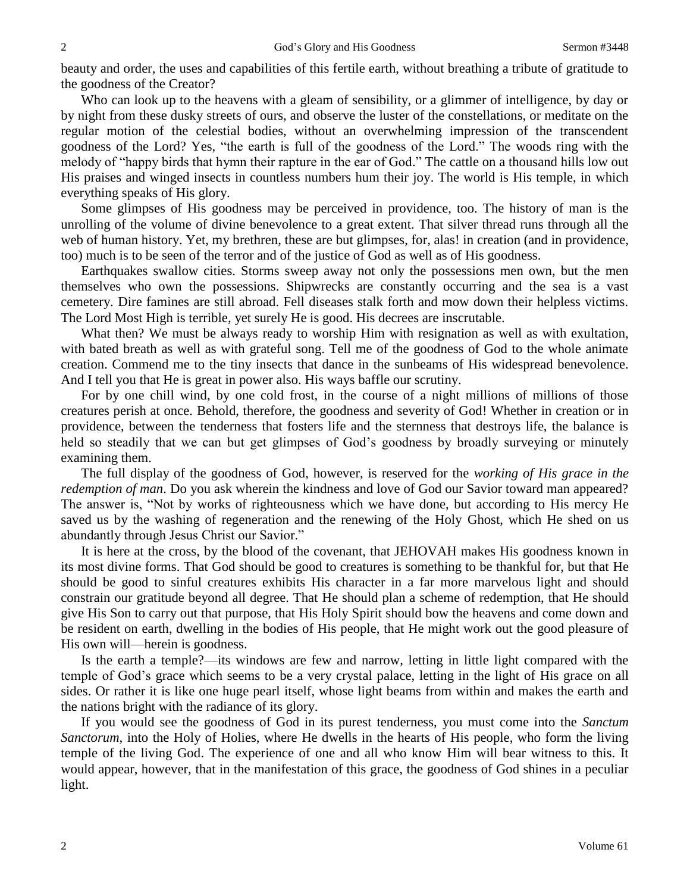beauty and order, the uses and capabilities of this fertile earth, without breathing a tribute of gratitude to the goodness of the Creator?

Who can look up to the heavens with a gleam of sensibility, or a glimmer of intelligence, by day or by night from these dusky streets of ours, and observe the luster of the constellations, or meditate on the regular motion of the celestial bodies, without an overwhelming impression of the transcendent goodness of the Lord? Yes, "the earth is full of the goodness of the Lord." The woods ring with the melody of "happy birds that hymn their rapture in the ear of God." The cattle on a thousand hills low out His praises and winged insects in countless numbers hum their joy. The world is His temple, in which everything speaks of His glory.

Some glimpses of His goodness may be perceived in providence, too. The history of man is the unrolling of the volume of divine benevolence to a great extent. That silver thread runs through all the web of human history. Yet, my brethren, these are but glimpses, for, alas! in creation (and in providence, too) much is to be seen of the terror and of the justice of God as well as of His goodness.

Earthquakes swallow cities. Storms sweep away not only the possessions men own, but the men themselves who own the possessions. Shipwrecks are constantly occurring and the sea is a vast cemetery. Dire famines are still abroad. Fell diseases stalk forth and mow down their helpless victims. The Lord Most High is terrible, yet surely He is good. His decrees are inscrutable.

What then? We must be always ready to worship Him with resignation as well as with exultation, with bated breath as well as with grateful song. Tell me of the goodness of God to the whole animate creation. Commend me to the tiny insects that dance in the sunbeams of His widespread benevolence. And I tell you that He is great in power also. His ways baffle our scrutiny.

For by one chill wind, by one cold frost, in the course of a night millions of millions of those creatures perish at once. Behold, therefore, the goodness and severity of God! Whether in creation or in providence, between the tenderness that fosters life and the sternness that destroys life, the balance is held so steadily that we can but get glimpses of God's goodness by broadly surveying or minutely examining them.

The full display of the goodness of God, however, is reserved for the *working of His grace in the redemption of man*. Do you ask wherein the kindness and love of God our Savior toward man appeared? The answer is, "Not by works of righteousness which we have done, but according to His mercy He saved us by the washing of regeneration and the renewing of the Holy Ghost, which He shed on us abundantly through Jesus Christ our Savior."

It is here at the cross, by the blood of the covenant, that JEHOVAH makes His goodness known in its most divine forms. That God should be good to creatures is something to be thankful for, but that He should be good to sinful creatures exhibits His character in a far more marvelous light and should constrain our gratitude beyond all degree. That He should plan a scheme of redemption, that He should give His Son to carry out that purpose, that His Holy Spirit should bow the heavens and come down and be resident on earth, dwelling in the bodies of His people, that He might work out the good pleasure of His own will—herein is goodness.

Is the earth a temple?—its windows are few and narrow, letting in little light compared with the temple of God's grace which seems to be a very crystal palace, letting in the light of His grace on all sides. Or rather it is like one huge pearl itself, whose light beams from within and makes the earth and the nations bright with the radiance of its glory.

If you would see the goodness of God in its purest tenderness, you must come into the *Sanctum Sanctorum*, into the Holy of Holies, where He dwells in the hearts of His people, who form the living temple of the living God. The experience of one and all who know Him will bear witness to this. It would appear, however, that in the manifestation of this grace, the goodness of God shines in a peculiar light.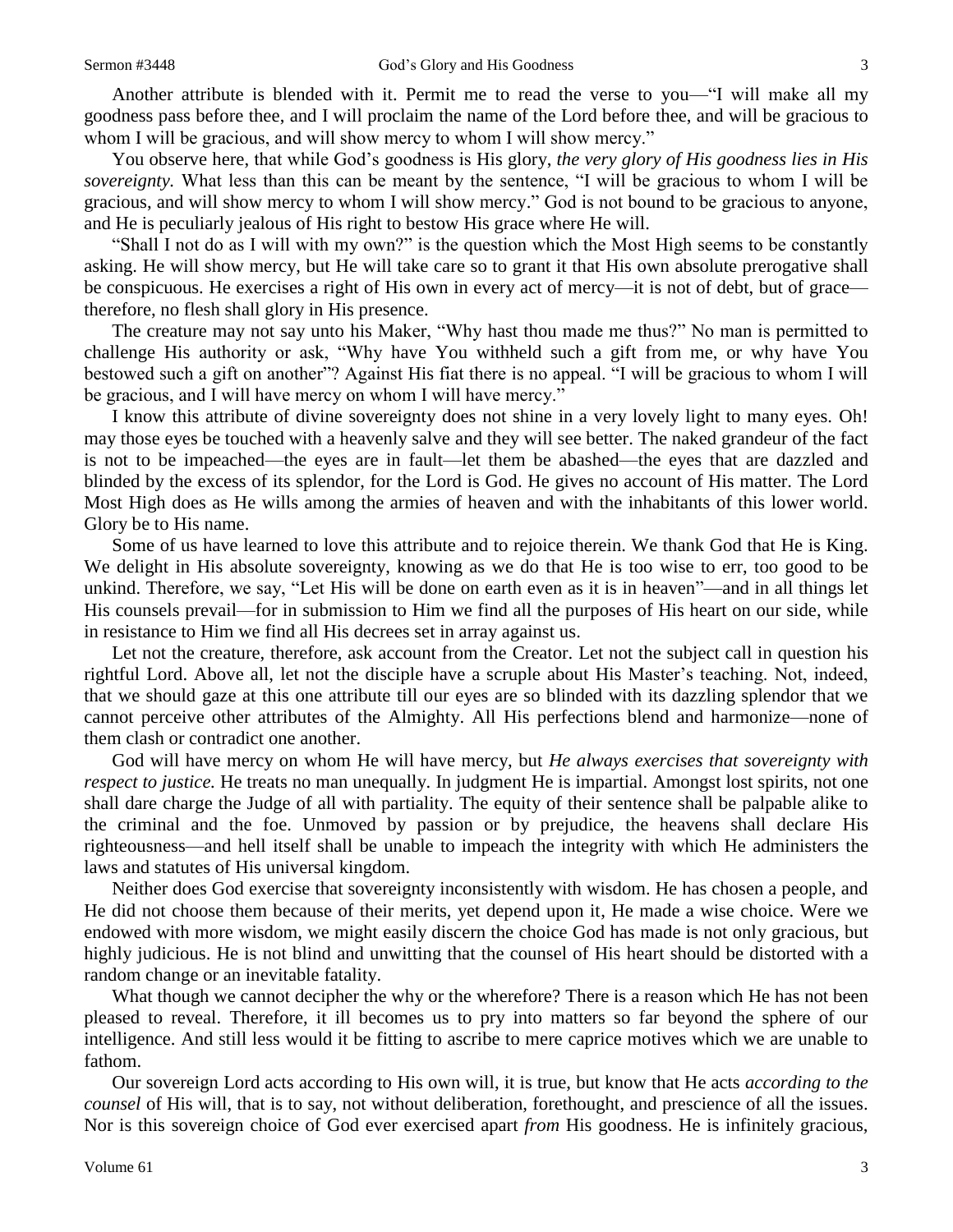Another attribute is blended with it. Permit me to read the verse to you—"I will make all my goodness pass before thee, and I will proclaim the name of the Lord before thee, and will be gracious to whom I will be gracious, and will show mercy to whom I will show mercy."

You observe here, that while God's goodness is His glory, *the very glory of His goodness lies in His sovereignty.* What less than this can be meant by the sentence, "I will be gracious to whom I will be gracious, and will show mercy to whom I will show mercy." God is not bound to be gracious to anyone, and He is peculiarly jealous of His right to bestow His grace where He will.

"Shall I not do as I will with my own?" is the question which the Most High seems to be constantly asking. He will show mercy, but He will take care so to grant it that His own absolute prerogative shall be conspicuous. He exercises a right of His own in every act of mercy—it is not of debt, but of grace—therefore, no flesh shall glory in His presence.

The creature may not say unto his Maker, "Why hast thou made me thus?" No man is permitted to challenge His authority or ask, "Why have You withheld such a gift from me, or why have You bestowed such a gift on another"? Against His fiat there is no appeal. "I will be gracious to whom I will be gracious, and I will have mercy on whom I will have mercy."

I know this attribute of divine sovereignty does not shine in a very lovely light to many eyes. Oh! may those eyes be touched with a heavenly salve and they will see better. The naked grandeur of the fact is not to be impeached—the eyes are in fault—let them be abashed—the eyes that are dazzled and blinded by the excess of its splendor, for the Lord is God. He gives no account of His matter. The Lord Most High does as He wills among the armies of heaven and with the inhabitants of this lower world. Glory be to His name.

Some of us have learned to love this attribute and to rejoice therein. We thank God that He is King. We delight in His absolute sovereignty, knowing as we do that He is too wise to err, too good to be unkind. Therefore, we say, "Let His will be done on earth even as it is in heaven"—and in all things let His counsels prevail—for in submission to Him we find all the purposes of His heart on our side, while in resistance to Him we find all His decrees set in array against us.

Let not the creature, therefore, ask account from the Creator. Let not the subject call in question his rightful Lord. Above all, let not the disciple have a scruple about His Master's teaching. Not, indeed, that we should gaze at this one attribute till our eyes are so blinded with its dazzling splendor that we cannot perceive other attributes of the Almighty. All His perfections blend and harmonize—none of them clash or contradict one another.

God will have mercy on whom He will have mercy, but *He always exercises that sovereignty with respect to justice.* He treats no man unequally. In judgment He is impartial. Amongst lost spirits, not one shall dare charge the Judge of all with partiality. The equity of their sentence shall be palpable alike to the criminal and the foe. Unmoved by passion or by prejudice, the heavens shall declare His righteousness—and hell itself shall be unable to impeach the integrity with which He administers the laws and statutes of His universal kingdom.

Neither does God exercise that sovereignty inconsistently with wisdom. He has chosen a people, and He did not choose them because of their merits, yet depend upon it, He made a wise choice. Were we endowed with more wisdom, we might easily discern the choice God has made is not only gracious, but highly judicious. He is not blind and unwitting that the counsel of His heart should be distorted with a random change or an inevitable fatality.

What though we cannot decipher the why or the wherefore? There is a reason which He has not been pleased to reveal. Therefore, it ill becomes us to pry into matters so far beyond the sphere of our intelligence. And still less would it be fitting to ascribe to mere caprice motives which we are unable to fathom.

Our sovereign Lord acts according to His own will, it is true, but know that He acts *according to the counsel* of His will, that is to say, not without deliberation, forethought, and prescience of all the issues. Nor is this sovereign choice of God ever exercised apart *from* His goodness. He is infinitely gracious,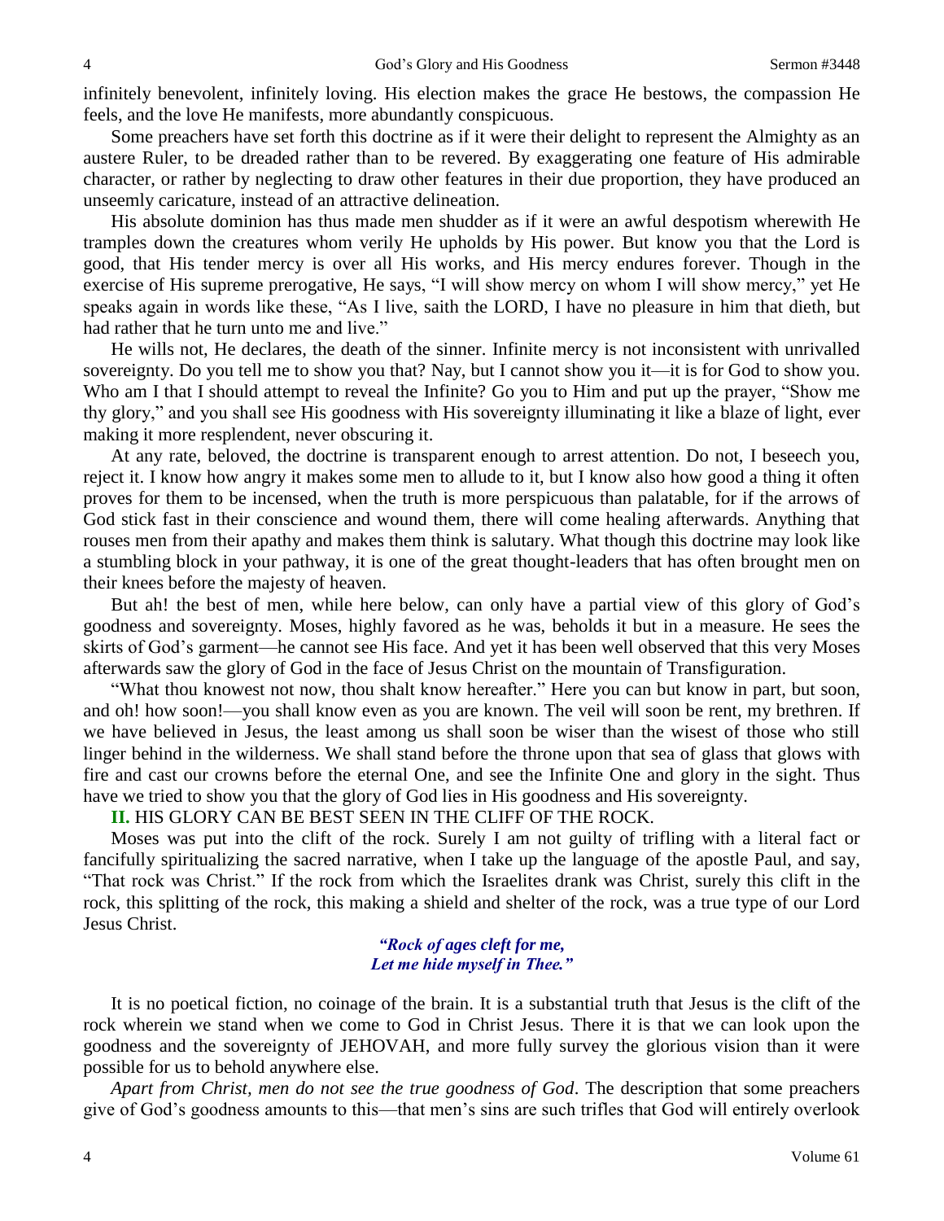infinitely benevolent, infinitely loving. His election makes the grace He bestows, the compassion He feels, and the love He manifests, more abundantly conspicuous.

Some preachers have set forth this doctrine as if it were their delight to represent the Almighty as an austere Ruler, to be dreaded rather than to be revered. By exaggerating one feature of His admirable character, or rather by neglecting to draw other features in their due proportion, they have produced an unseemly caricature, instead of an attractive delineation.

His absolute dominion has thus made men shudder as if it were an awful despotism wherewith He tramples down the creatures whom verily He upholds by His power. But know you that the Lord is good, that His tender mercy is over all His works, and His mercy endures forever. Though in the exercise of His supreme prerogative, He says, "I will show mercy on whom I will show mercy," yet He speaks again in words like these, "As I live, saith the LORD, I have no pleasure in him that dieth, but had rather that he turn unto me and live."

He wills not, He declares, the death of the sinner. Infinite mercy is not inconsistent with unrivalled sovereignty. Do you tell me to show you that? Nay, but I cannot show you it—it is for God to show you. Who am I that I should attempt to reveal the Infinite? Go you to Him and put up the prayer, "Show me thy glory," and you shall see His goodness with His sovereignty illuminating it like a blaze of light, ever making it more resplendent, never obscuring it.

At any rate, beloved, the doctrine is transparent enough to arrest attention. Do not, I beseech you, reject it. I know how angry it makes some men to allude to it, but I know also how good a thing it often proves for them to be incensed, when the truth is more perspicuous than palatable, for if the arrows of God stick fast in their conscience and wound them, there will come healing afterwards. Anything that rouses men from their apathy and makes them think is salutary. What though this doctrine may look like a stumbling block in your pathway, it is one of the great thought-leaders that has often brought men on their knees before the majesty of heaven.

But ah! the best of men, while here below, can only have a partial view of this glory of God's goodness and sovereignty. Moses, highly favored as he was, beholds it but in a measure. He sees the skirts of God's garment—he cannot see His face. And yet it has been well observed that this very Moses afterwards saw the glory of God in the face of Jesus Christ on the mountain of Transfiguration.

"What thou knowest not now, thou shalt know hereafter." Here you can but know in part, but soon, and oh! how soon!—you shall know even as you are known. The veil will soon be rent, my brethren. If we have believed in Jesus, the least among us shall soon be wiser than the wisest of those who still linger behind in the wilderness. We shall stand before the throne upon that sea of glass that glows with fire and cast our crowns before the eternal One, and see the Infinite One and glory in the sight. Thus have we tried to show you that the glory of God lies in His goodness and His sovereignty.

**II.** HIS GLORY CAN BE BEST SEEN IN THE CLIFF OF THE ROCK.

Moses was put into the clift of the rock. Surely I am not guilty of trifling with a literal fact or fancifully spiritualizing the sacred narrative, when I take up the language of the apostle Paul, and say, "That rock was Christ." If the rock from which the Israelites drank was Christ, surely this clift in the rock, this splitting of the rock, this making a shield and shelter of the rock, was a true type of our Lord Jesus Christ.

> ***"Rock of ages cleft for me,***
> ***Let me hide myself in Thee."***

It is no poetical fiction, no coinage of the brain. It is a substantial truth that Jesus is the clift of the rock wherein we stand when we come to God in Christ Jesus. There it is that we can look upon the goodness and the sovereignty of JEHOVAH, and more fully survey the glorious vision than it were possible for us to behold anywhere else.

*Apart from Christ, men do not see the true goodness of God*. The description that some preachers give of God's goodness amounts to this—that men's sins are such trifles that God will entirely overlook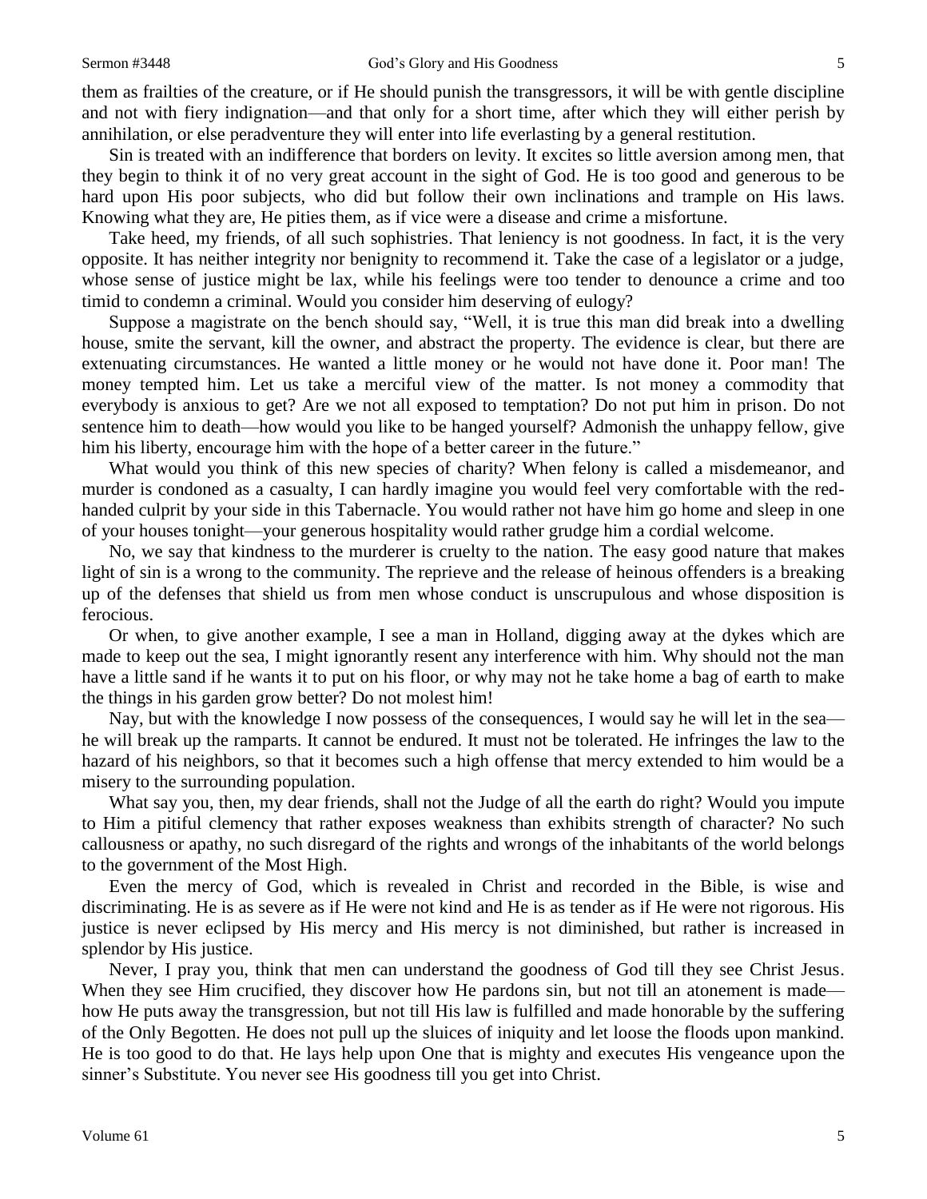them as frailties of the creature, or if He should punish the transgressors, it will be with gentle discipline and not with fiery indignation—and that only for a short time, after which they will either perish by annihilation, or else peradventure they will enter into life everlasting by a general restitution.

Sin is treated with an indifference that borders on levity. It excites so little aversion among men, that they begin to think it of no very great account in the sight of God. He is too good and generous to be hard upon His poor subjects, who did but follow their own inclinations and trample on His laws. Knowing what they are, He pities them, as if vice were a disease and crime a misfortune.

Take heed, my friends, of all such sophistries. That leniency is not goodness. In fact, it is the very opposite. It has neither integrity nor benignity to recommend it. Take the case of a legislator or a judge, whose sense of justice might be lax, while his feelings were too tender to denounce a crime and too timid to condemn a criminal. Would you consider him deserving of eulogy?

Suppose a magistrate on the bench should say, "Well, it is true this man did break into a dwelling house, smite the servant, kill the owner, and abstract the property. The evidence is clear, but there are extenuating circumstances. He wanted a little money or he would not have done it. Poor man! The money tempted him. Let us take a merciful view of the matter. Is not money a commodity that everybody is anxious to get? Are we not all exposed to temptation? Do not put him in prison. Do not sentence him to death—how would you like to be hanged yourself? Admonish the unhappy fellow, give him his liberty, encourage him with the hope of a better career in the future."

What would you think of this new species of charity? When felony is called a misdemeanor, and murder is condoned as a casualty, I can hardly imagine you would feel very comfortable with the red-handed culprit by your side in this Tabernacle. You would rather not have him go home and sleep in one of your houses tonight—your generous hospitality would rather grudge him a cordial welcome.

No, we say that kindness to the murderer is cruelty to the nation. The easy good nature that makes light of sin is a wrong to the community. The reprieve and the release of heinous offenders is a breaking up of the defenses that shield us from men whose conduct is unscrupulous and whose disposition is ferocious.

Or when, to give another example, I see a man in Holland, digging away at the dykes which are made to keep out the sea, I might ignorantly resent any interference with him. Why should not the man have a little sand if he wants it to put on his floor, or why may not he take home a bag of earth to make the things in his garden grow better? Do not molest him!

Nay, but with the knowledge I now possess of the consequences, I would say he will let in the sea—he will break up the ramparts. It cannot be endured. It must not be tolerated. He infringes the law to the hazard of his neighbors, so that it becomes such a high offense that mercy extended to him would be a misery to the surrounding population.

What say you, then, my dear friends, shall not the Judge of all the earth do right? Would you impute to Him a pitiful clemency that rather exposes weakness than exhibits strength of character? No such callousness or apathy, no such disregard of the rights and wrongs of the inhabitants of the world belongs to the government of the Most High.

Even the mercy of God, which is revealed in Christ and recorded in the Bible, is wise and discriminating. He is as severe as if He were not kind and He is as tender as if He were not rigorous. His justice is never eclipsed by His mercy and His mercy is not diminished, but rather is increased in splendor by His justice.

Never, I pray you, think that men can understand the goodness of God till they see Christ Jesus. When they see Him crucified, they discover how He pardons sin, but not till an atonement is made—how He puts away the transgression, but not till His law is fulfilled and made honorable by the suffering of the Only Begotten. He does not pull up the sluices of iniquity and let loose the floods upon mankind. He is too good to do that. He lays help upon One that is mighty and executes His vengeance upon the sinner's Substitute. You never see His goodness till you get into Christ.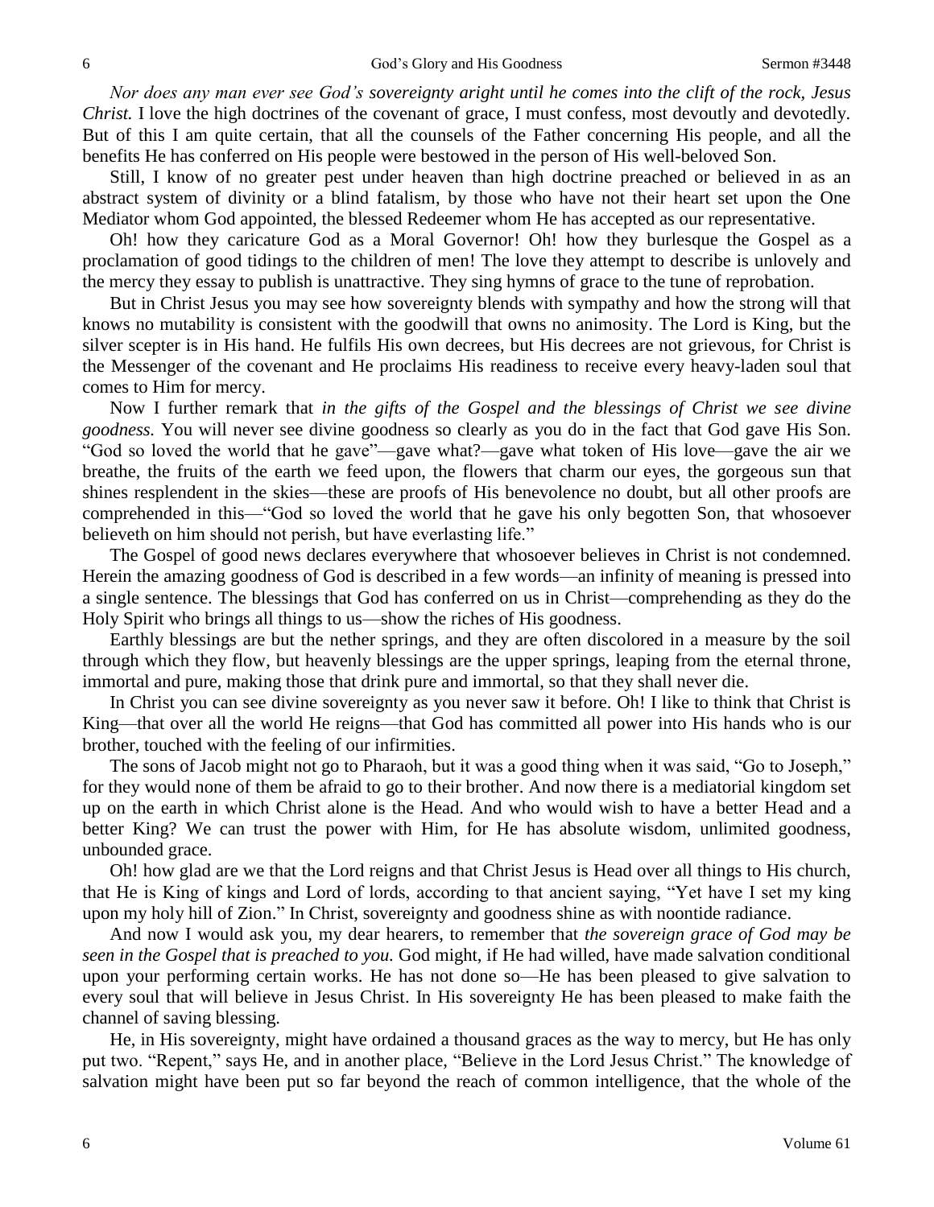*Nor does any man ever see God's sovereignty aright until he comes into the clift of the rock, Jesus Christ.* I love the high doctrines of the covenant of grace, I must confess, most devoutly and devotedly. But of this I am quite certain, that all the counsels of the Father concerning His people, and all the benefits He has conferred on His people were bestowed in the person of His well-beloved Son.

Still, I know of no greater pest under heaven than high doctrine preached or believed in as an abstract system of divinity or a blind fatalism, by those who have not their heart set upon the One Mediator whom God appointed, the blessed Redeemer whom He has accepted as our representative.

Oh! how they caricature God as a Moral Governor! Oh! how they burlesque the Gospel as a proclamation of good tidings to the children of men! The love they attempt to describe is unlovely and the mercy they essay to publish is unattractive. They sing hymns of grace to the tune of reprobation.

But in Christ Jesus you may see how sovereignty blends with sympathy and how the strong will that knows no mutability is consistent with the goodwill that owns no animosity. The Lord is King, but the silver scepter is in His hand. He fulfils His own decrees, but His decrees are not grievous, for Christ is the Messenger of the covenant and He proclaims His readiness to receive every heavy-laden soul that comes to Him for mercy.

Now I further remark that *in the gifts of the Gospel and the blessings of Christ we see divine goodness.* You will never see divine goodness so clearly as you do in the fact that God gave His Son. "God so loved the world that he gave"—gave what?—gave what token of His love—gave the air we breathe, the fruits of the earth we feed upon, the flowers that charm our eyes, the gorgeous sun that shines resplendent in the skies—these are proofs of His benevolence no doubt, but all other proofs are comprehended in this—"God so loved the world that he gave his only begotten Son, that whosoever believeth on him should not perish, but have everlasting life."

The Gospel of good news declares everywhere that whosoever believes in Christ is not condemned. Herein the amazing goodness of God is described in a few words—an infinity of meaning is pressed into a single sentence. The blessings that God has conferred on us in Christ—comprehending as they do the Holy Spirit who brings all things to us—show the riches of His goodness.

Earthly blessings are but the nether springs, and they are often discolored in a measure by the soil through which they flow, but heavenly blessings are the upper springs, leaping from the eternal throne, immortal and pure, making those that drink pure and immortal, so that they shall never die.

In Christ you can see divine sovereignty as you never saw it before. Oh! I like to think that Christ is King—that over all the world He reigns—that God has committed all power into His hands who is our brother, touched with the feeling of our infirmities.

The sons of Jacob might not go to Pharaoh, but it was a good thing when it was said, "Go to Joseph," for they would none of them be afraid to go to their brother. And now there is a mediatorial kingdom set up on the earth in which Christ alone is the Head. And who would wish to have a better Head and a better King? We can trust the power with Him, for He has absolute wisdom, unlimited goodness, unbounded grace.

Oh! how glad are we that the Lord reigns and that Christ Jesus is Head over all things to His church, that He is King of kings and Lord of lords, according to that ancient saying, "Yet have I set my king upon my holy hill of Zion." In Christ, sovereignty and goodness shine as with noontide radiance.

And now I would ask you, my dear hearers, to remember that *the sovereign grace of God may be seen in the Gospel that is preached to you.* God might, if He had willed, have made salvation conditional upon your performing certain works. He has not done so—He has been pleased to give salvation to every soul that will believe in Jesus Christ. In His sovereignty He has been pleased to make faith the channel of saving blessing.

He, in His sovereignty, might have ordained a thousand graces as the way to mercy, but He has only put two. "Repent," says He, and in another place, "Believe in the Lord Jesus Christ." The knowledge of salvation might have been put so far beyond the reach of common intelligence, that the whole of the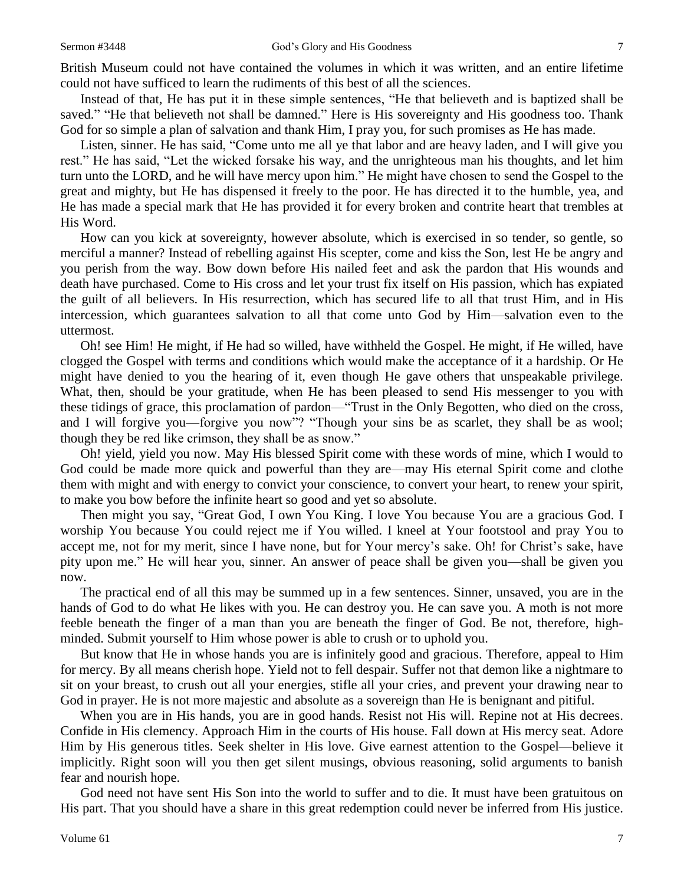British Museum could not have contained the volumes in which it was written, and an entire lifetime could not have sufficed to learn the rudiments of this best of all the sciences.

Instead of that, He has put it in these simple sentences, "He that believeth and is baptized shall be saved." "He that believeth not shall be damned." Here is His sovereignty and His goodness too. Thank God for so simple a plan of salvation and thank Him, I pray you, for such promises as He has made.

Listen, sinner. He has said, "Come unto me all ye that labor and are heavy laden, and I will give you rest." He has said, "Let the wicked forsake his way, and the unrighteous man his thoughts, and let him turn unto the LORD, and he will have mercy upon him." He might have chosen to send the Gospel to the great and mighty, but He has dispensed it freely to the poor. He has directed it to the humble, yea, and He has made a special mark that He has provided it for every broken and contrite heart that trembles at His Word.

How can you kick at sovereignty, however absolute, which is exercised in so tender, so gentle, so merciful a manner? Instead of rebelling against His scepter, come and kiss the Son, lest He be angry and you perish from the way. Bow down before His nailed feet and ask the pardon that His wounds and death have purchased. Come to His cross and let your trust fix itself on His passion, which has expiated the guilt of all believers. In His resurrection, which has secured life to all that trust Him, and in His intercession, which guarantees salvation to all that come unto God by Him—salvation even to the uttermost.

Oh! see Him! He might, if He had so willed, have withheld the Gospel. He might, if He willed, have clogged the Gospel with terms and conditions which would make the acceptance of it a hardship. Or He might have denied to you the hearing of it, even though He gave others that unspeakable privilege. What, then, should be your gratitude, when He has been pleased to send His messenger to you with these tidings of grace, this proclamation of pardon—"Trust in the Only Begotten, who died on the cross, and I will forgive you—forgive you now"? "Though your sins be as scarlet, they shall be as wool; though they be red like crimson, they shall be as snow."

Oh! yield, yield you now. May His blessed Spirit come with these words of mine, which I would to God could be made more quick and powerful than they are—may His eternal Spirit come and clothe them with might and with energy to convict your conscience, to convert your heart, to renew your spirit, to make you bow before the infinite heart so good and yet so absolute.

Then might you say, "Great God, I own You King. I love You because You are a gracious God. I worship You because You could reject me if You willed. I kneel at Your footstool and pray You to accept me, not for my merit, since I have none, but for Your mercy's sake. Oh! for Christ's sake, have pity upon me." He will hear you, sinner. An answer of peace shall be given you—shall be given you now.

The practical end of all this may be summed up in a few sentences. Sinner, unsaved, you are in the hands of God to do what He likes with you. He can destroy you. He can save you. A moth is not more feeble beneath the finger of a man than you are beneath the finger of God. Be not, therefore, high-minded. Submit yourself to Him whose power is able to crush or to uphold you.

But know that He in whose hands you are is infinitely good and gracious. Therefore, appeal to Him for mercy. By all means cherish hope. Yield not to fell despair. Suffer not that demon like a nightmare to sit on your breast, to crush out all your energies, stifle all your cries, and prevent your drawing near to God in prayer. He is not more majestic and absolute as a sovereign than He is benignant and pitiful.

When you are in His hands, you are in good hands. Resist not His will. Repine not at His decrees. Confide in His clemency. Approach Him in the courts of His house. Fall down at His mercy seat. Adore Him by His generous titles. Seek shelter in His love. Give earnest attention to the Gospel—believe it implicitly. Right soon will you then get silent musings, obvious reasoning, solid arguments to banish fear and nourish hope.

God need not have sent His Son into the world to suffer and to die. It must have been gratuitous on His part. That you should have a share in this great redemption could never be inferred from His justice.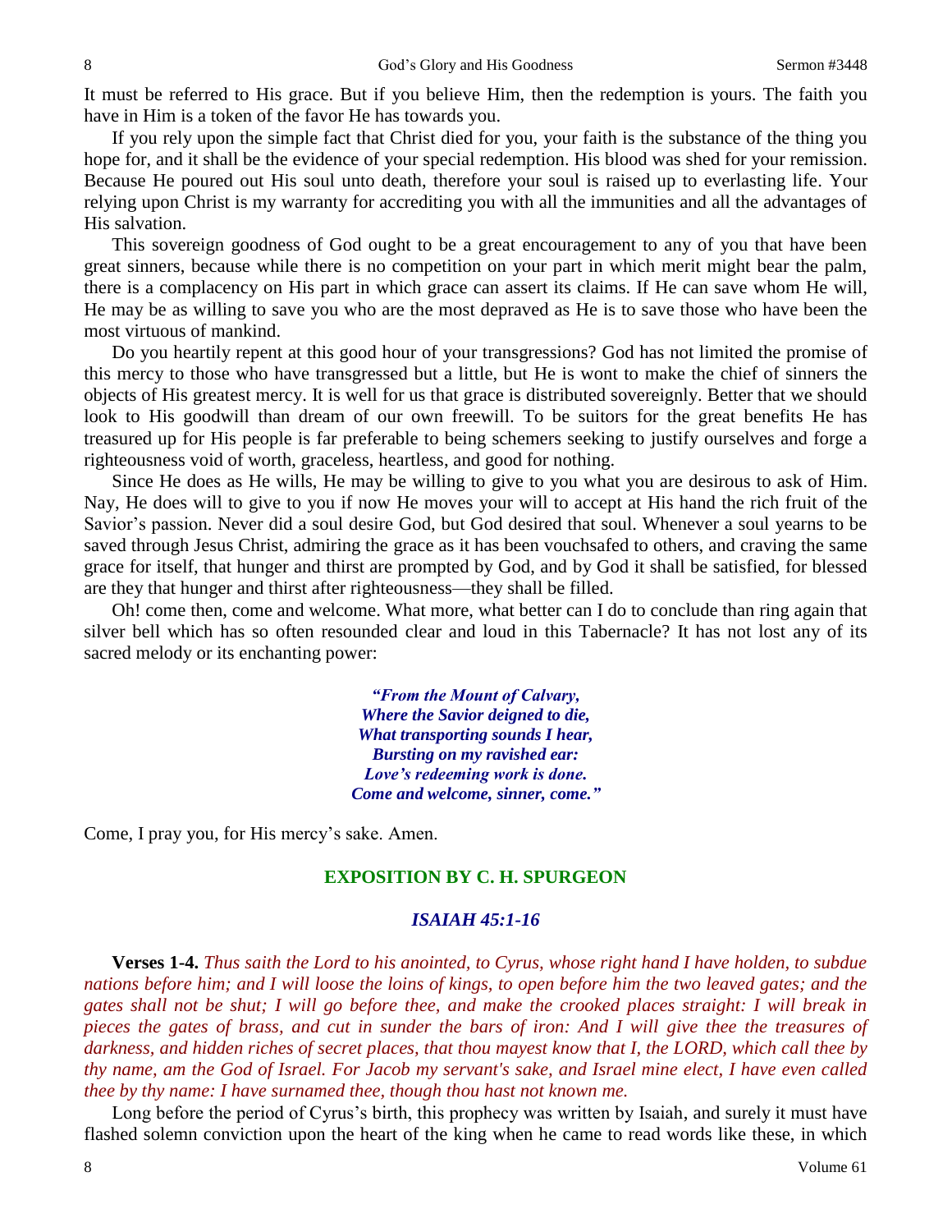It must be referred to His grace. But if you believe Him, then the redemption is yours. The faith you have in Him is a token of the favor He has towards you.

If you rely upon the simple fact that Christ died for you, your faith is the substance of the thing you hope for, and it shall be the evidence of your special redemption. His blood was shed for your remission. Because He poured out His soul unto death, therefore your soul is raised up to everlasting life. Your relying upon Christ is my warranty for accrediting you with all the immunities and all the advantages of His salvation.

This sovereign goodness of God ought to be a great encouragement to any of you that have been great sinners, because while there is no competition on your part in which merit might bear the palm, there is a complacency on His part in which grace can assert its claims. If He can save whom He will, He may be as willing to save you who are the most depraved as He is to save those who have been the most virtuous of mankind.

Do you heartily repent at this good hour of your transgressions? God has not limited the promise of this mercy to those who have transgressed but a little, but He is wont to make the chief of sinners the objects of His greatest mercy. It is well for us that grace is distributed sovereignly. Better that we should look to His goodwill than dream of our own freewill. To be suitors for the great benefits He has treasured up for His people is far preferable to being schemers seeking to justify ourselves and forge a righteousness void of worth, graceless, heartless, and good for nothing.

Since He does as He wills, He may be willing to give to you what you are desirous to ask of Him. Nay, He does will to give to you if now He moves your will to accept at His hand the rich fruit of the Savior's passion. Never did a soul desire God, but God desired that soul. Whenever a soul yearns to be saved through Jesus Christ, admiring the grace as it has been vouchsafed to others, and craving the same grace for itself, that hunger and thirst are prompted by God, and by God it shall be satisfied, for blessed are they that hunger and thirst after righteousness—they shall be filled.

Oh! come then, come and welcome. What more, what better can I do to conclude than ring again that silver bell which has so often resounded clear and loud in this Tabernacle? It has not lost any of its sacred melody or its enchanting power:

> ***"From the Mount of Calvary,***
> ***Where the Savior deigned to die,***
> ***What transporting sounds I hear,***
> ***Bursting on my ravished ear:***
> ***Love's redeeming work is done.***
> ***Come and welcome, sinner, come."***

Come, I pray you, for His mercy's sake. Amen.

## EXPOSITION BY C. H. SPURGEON

### *ISAIAH 45:1-16*

**Verses 1-4.** *Thus saith the Lord to his anointed, to Cyrus, whose right hand I have holden, to subdue nations before him; and I will loose the loins of kings, to open before him the two leaved gates; and the gates shall not be shut; I will go before thee, and make the crooked places straight: I will break in pieces the gates of brass, and cut in sunder the bars of iron: And I will give thee the treasures of darkness, and hidden riches of secret places, that thou mayest know that I, the LORD, which call thee by thy name, am the God of Israel. For Jacob my servant's sake, and Israel mine elect, I have even called thee by thy name: I have surnamed thee, though thou hast not known me.*

Long before the period of Cyrus's birth, this prophecy was written by Isaiah, and surely it must have flashed solemn conviction upon the heart of the king when he came to read words like these, in which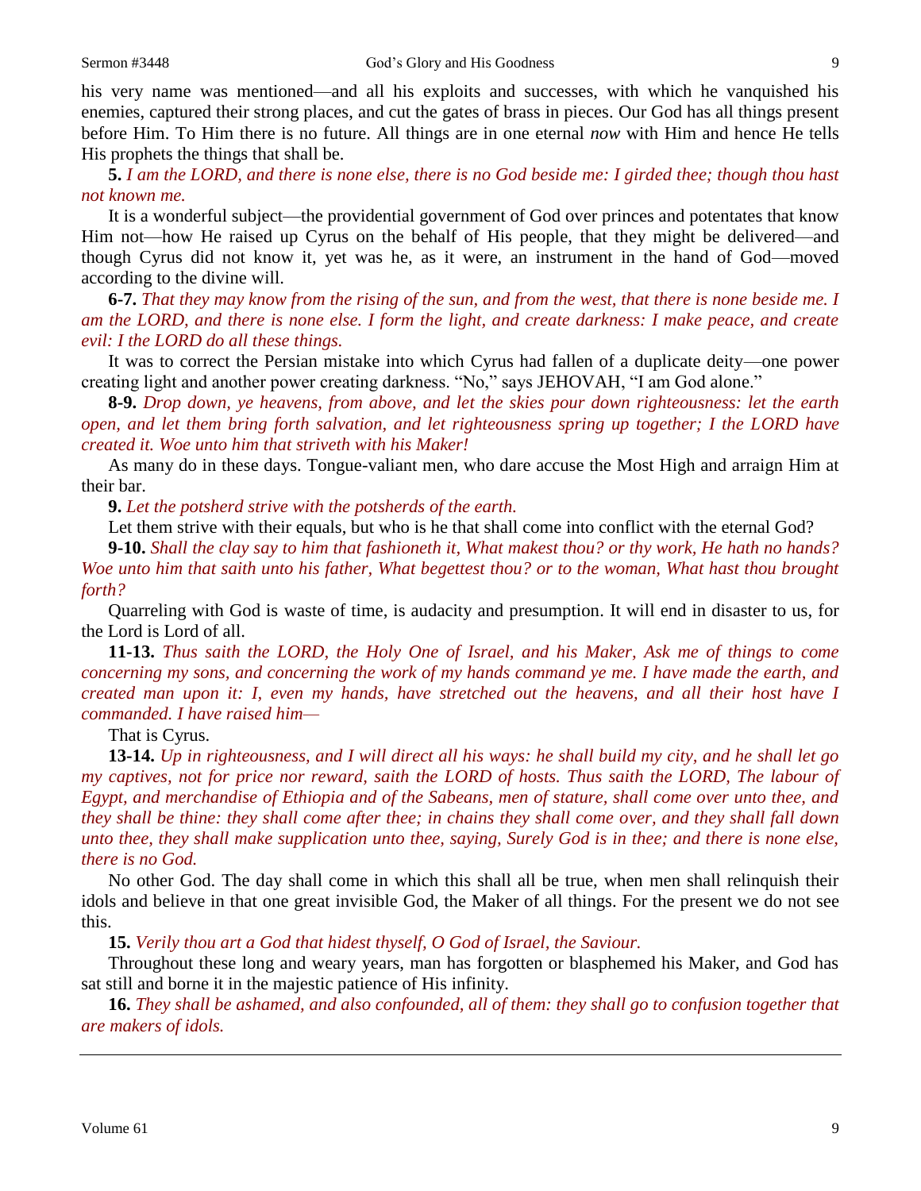his very name was mentioned—and all his exploits and successes, with which he vanquished his enemies, captured their strong places, and cut the gates of brass in pieces. Our God has all things present before Him. To Him there is no future. All things are in one eternal *now* with Him and hence He tells His prophets the things that shall be.

**5.** *I am the LORD, and there is none else, there is no God beside me: I girded thee; though thou hast not known me.*

It is a wonderful subject—the providential government of God over princes and potentates that know Him not—how He raised up Cyrus on the behalf of His people, that they might be delivered—and though Cyrus did not know it, yet was he, as it were, an instrument in the hand of God—moved according to the divine will.

**6-7.** *That they may know from the rising of the sun, and from the west, that there is none beside me. I am the LORD, and there is none else. I form the light, and create darkness: I make peace, and create evil: I the LORD do all these things.*

It was to correct the Persian mistake into which Cyrus had fallen of a duplicate deity—one power creating light and another power creating darkness. "No," says JEHOVAH, "I am God alone."

**8-9.** *Drop down, ye heavens, from above, and let the skies pour down righteousness: let the earth open, and let them bring forth salvation, and let righteousness spring up together; I the LORD have created it. Woe unto him that striveth with his Maker!*

As many do in these days. Tongue-valiant men, who dare accuse the Most High and arraign Him at their bar.

**9.** *Let the potsherd strive with the potsherds of the earth.*

Let them strive with their equals, but who is he that shall come into conflict with the eternal God?

**9-10.** *Shall the clay say to him that fashioneth it, What makest thou? or thy work, He hath no hands? Woe unto him that saith unto his father, What begettest thou? or to the woman, What hast thou brought forth?*

Quarreling with God is waste of time, is audacity and presumption. It will end in disaster to us, for the Lord is Lord of all.

**11-13.** *Thus saith the LORD, the Holy One of Israel, and his Maker, Ask me of things to come concerning my sons, and concerning the work of my hands command ye me. I have made the earth, and created man upon it: I, even my hands, have stretched out the heavens, and all their host have I commanded. I have raised him—*

That is Cyrus.

**13-14.** *Up in righteousness, and I will direct all his ways: he shall build my city, and he shall let go my captives, not for price nor reward, saith the LORD of hosts. Thus saith the LORD, The labour of Egypt, and merchandise of Ethiopia and of the Sabeans, men of stature, shall come over unto thee, and they shall be thine: they shall come after thee; in chains they shall come over, and they shall fall down unto thee, they shall make supplication unto thee, saying, Surely God is in thee; and there is none else, there is no God.*

No other God. The day shall come in which this shall all be true, when men shall relinquish their idols and believe in that one great invisible God, the Maker of all things. For the present we do not see this.

**15.** *Verily thou art a God that hidest thyself, O God of Israel, the Saviour.*

Throughout these long and weary years, man has forgotten or blasphemed his Maker, and God has sat still and borne it in the majestic patience of His infinity.

**16.** *They shall be ashamed, and also confounded, all of them: they shall go to confusion together that are makers of idols.*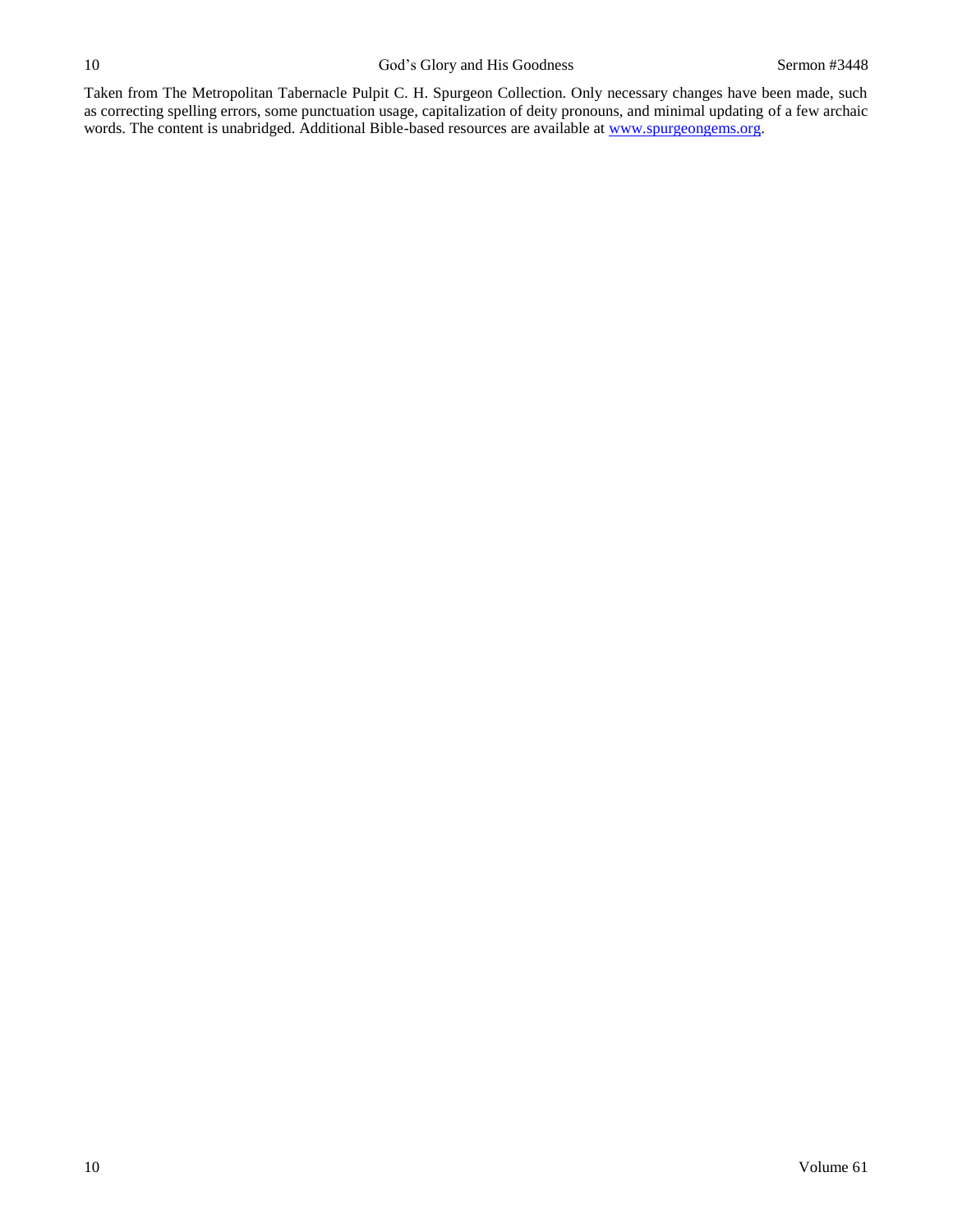Taken from The Metropolitan Tabernacle Pulpit C. H. Spurgeon Collection. Only necessary changes have been made, such as correcting spelling errors, some punctuation usage, capitalization of deity pronouns, and minimal updating of a few archaic words. The content is unabridged. Additional Bible-based resources are available at www.spurgeongems.org.